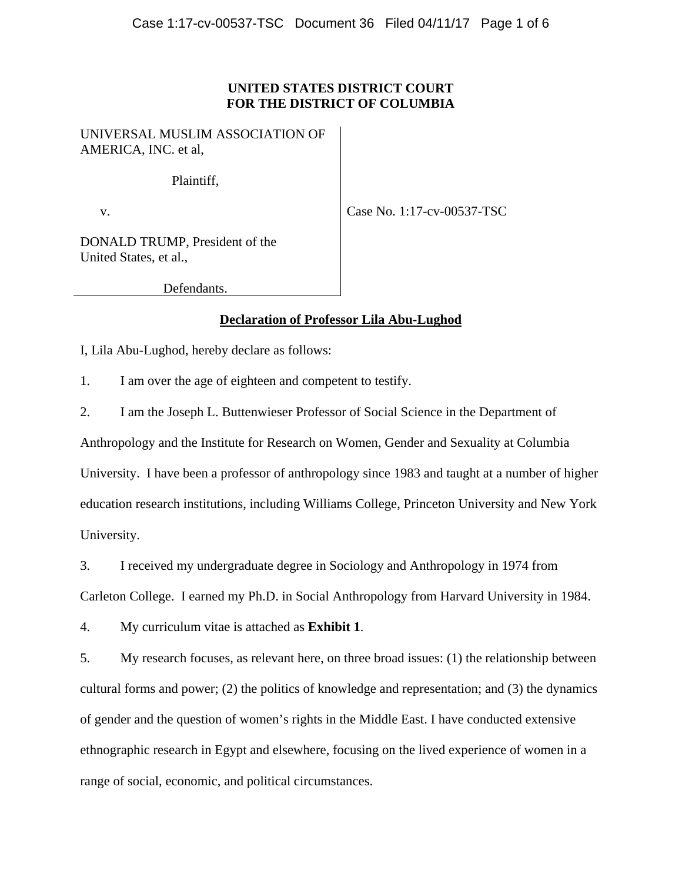**UNITED STATES DISTRICT COURT**
**FOR THE DISTRICT OF COLUMBIA**

UNIVERSAL MUSLIM ASSOCIATION OF AMERICA, INC. et al,

Plaintiff,

v.

DONALD TRUMP, President of the United States, et al.,

Defendants.

Case No. 1:17-cv-00537-TSC

**Declaration of Professor Lila Abu-Lughod**

I, Lila Abu-Lughod, hereby declare as follows:

1. I am over the age of eighteen and competent to testify.

2. I am the Joseph L. Buttenwieser Professor of Social Science in the Department of Anthropology and the Institute for Research on Women, Gender and Sexuality at Columbia University. I have been a professor of anthropology since 1983 and taught at a number of higher education research institutions, including Williams College, Princeton University and New York University.

3. I received my undergraduate degree in Sociology and Anthropology in 1974 from Carleton College. I earned my Ph.D. in Social Anthropology from Harvard University in 1984.

4. My curriculum vitae is attached as **Exhibit 1**.

5. My research focuses, as relevant here, on three broad issues: (1) the relationship between cultural forms and power; (2) the politics of knowledge and representation; and (3) the dynamics of gender and the question of women's rights in the Middle East. I have conducted extensive ethnographic research in Egypt and elsewhere, focusing on the lived experience of women in a range of social, economic, and political circumstances.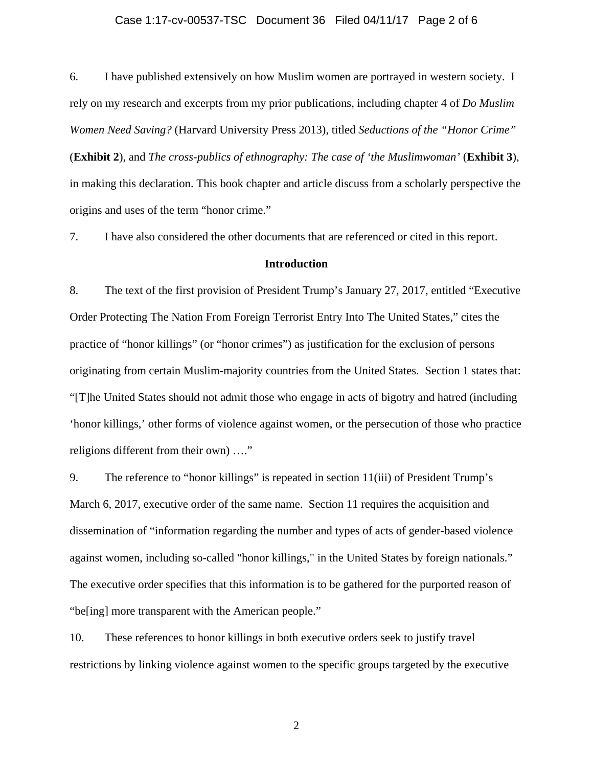6. I have published extensively on how Muslim women are portrayed in western society. I rely on my research and excerpts from my prior publications, including chapter 4 of *Do Muslim Women Need Saving?* (Harvard University Press 2013), titled *Seductions of the "Honor Crime"* (**Exhibit 2**), and *The cross-publics of ethnography: The case of 'the Muslimwoman'* (**Exhibit 3**), in making this declaration. This book chapter and article discuss from a scholarly perspective the origins and uses of the term "honor crime."

7. I have also considered the other documents that are referenced or cited in this report.

**Introduction**

8. The text of the first provision of President Trump's January 27, 2017, entitled "Executive Order Protecting The Nation From Foreign Terrorist Entry Into The United States," cites the practice of "honor killings" (or "honor crimes") as justification for the exclusion of persons originating from certain Muslim-majority countries from the United States. Section 1 states that: "[T]he United States should not admit those who engage in acts of bigotry and hatred (including 'honor killings,' other forms of violence against women, or the persecution of those who practice religions different from their own) …."

9. The reference to "honor killings" is repeated in section 11(iii) of President Trump's March 6, 2017, executive order of the same name. Section 11 requires the acquisition and dissemination of "information regarding the number and types of acts of gender-based violence against women, including so-called "honor killings," in the United States by foreign nationals." The executive order specifies that this information is to be gathered for the purported reason of "be[ing] more transparent with the American people."

10. These references to honor killings in both executive orders seek to justify travel restrictions by linking violence against women to the specific groups targeted by the executive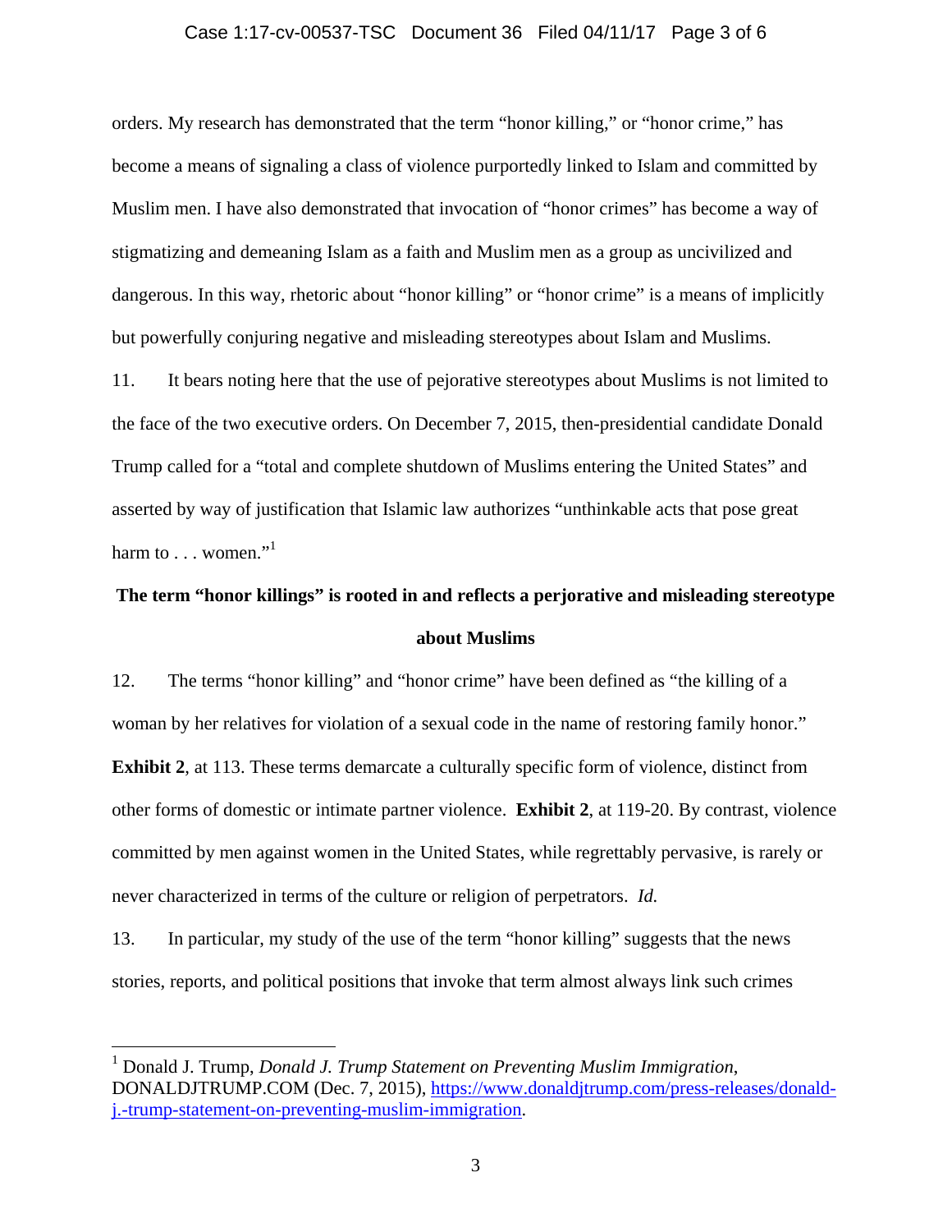orders. My research has demonstrated that the term "honor killing," or "honor crime," has become a means of signaling a class of violence purportedly linked to Islam and committed by Muslim men. I have also demonstrated that invocation of "honor crimes" has become a way of stigmatizing and demeaning Islam as a faith and Muslim men as a group as uncivilized and dangerous. In this way, rhetoric about "honor killing" or "honor crime" is a means of implicitly but powerfully conjuring negative and misleading stereotypes about Islam and Muslims.

11. It bears noting here that the use of pejorative stereotypes about Muslims is not limited to the face of the two executive orders. On December 7, 2015, then-presidential candidate Donald Trump called for a "total and complete shutdown of Muslims entering the United States" and asserted by way of justification that Islamic law authorizes "unthinkable acts that pose great harm to . . . women."[1]

**The term "honor killings" is rooted in and reflects a perjorative and misleading stereotype about Muslims**

12. The terms "honor killing" and "honor crime" have been defined as "the killing of a woman by her relatives for violation of a sexual code in the name of restoring family honor." **Exhibit 2**, at 113. These terms demarcate a culturally specific form of violence, distinct from other forms of domestic or intimate partner violence. **Exhibit 2**, at 119-20. By contrast, violence committed by men against women in the United States, while regrettably pervasive, is rarely or never characterized in terms of the culture or religion of perpetrators. *Id.*

13. In particular, my study of the use of the term "honor killing" suggests that the news stories, reports, and political positions that invoke that term almost always link such crimes

---

[1] Donald J. Trump, *Donald J. Trump Statement on Preventing Muslim Immigration*, DONALDJTRUMP.COM (Dec. 7, 2015), https://www.donaldjtrump.com/press-releases/donald-j.-trump-statement-on-preventing-muslim-immigration.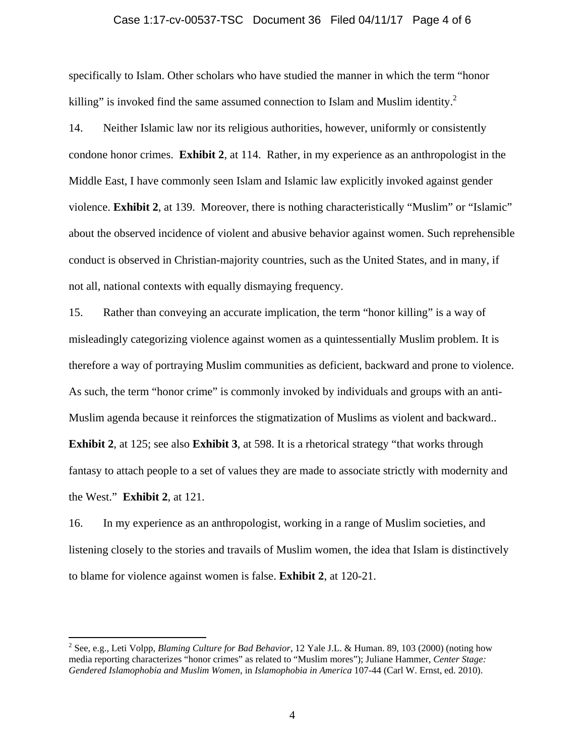specifically to Islam. Other scholars who have studied the manner in which the term "honor killing" is invoked find the same assumed connection to Islam and Muslim identity.[2]

14. Neither Islamic law nor its religious authorities, however, uniformly or consistently condone honor crimes. **Exhibit 2**, at 114. Rather, in my experience as an anthropologist in the Middle East, I have commonly seen Islam and Islamic law explicitly invoked against gender violence. **Exhibit 2**, at 139. Moreover, there is nothing characteristically "Muslim" or "Islamic" about the observed incidence of violent and abusive behavior against women. Such reprehensible conduct is observed in Christian-majority countries, such as the United States, and in many, if not all, national contexts with equally dismaying frequency.

15. Rather than conveying an accurate implication, the term "honor killing" is a way of misleadingly categorizing violence against women as a quintessentially Muslim problem. It is therefore a way of portraying Muslim communities as deficient, backward and prone to violence. As such, the term "honor crime" is commonly invoked by individuals and groups with an anti-Muslim agenda because it reinforces the stigmatization of Muslims as violent and backward.. **Exhibit 2**, at 125; see also **Exhibit 3**, at 598. It is a rhetorical strategy "that works through fantasy to attach people to a set of values they are made to associate strictly with modernity and the West." **Exhibit 2**, at 121.

16. In my experience as an anthropologist, working in a range of Muslim societies, and listening closely to the stories and travails of Muslim women, the idea that Islam is distinctively to blame for violence against women is false. **Exhibit 2**, at 120-21.

---

[2] See, e.g., Leti Volpp, *Blaming Culture for Bad Behavior*, 12 Yale J.L. & Human. 89, 103 (2000) (noting how media reporting characterizes "honor crimes" as related to "Muslim mores"); Juliane Hammer, *Center Stage: Gendered Islamophobia and Muslim Women*, in *Islamophobia in America* 107-44 (Carl W. Ernst, ed. 2010).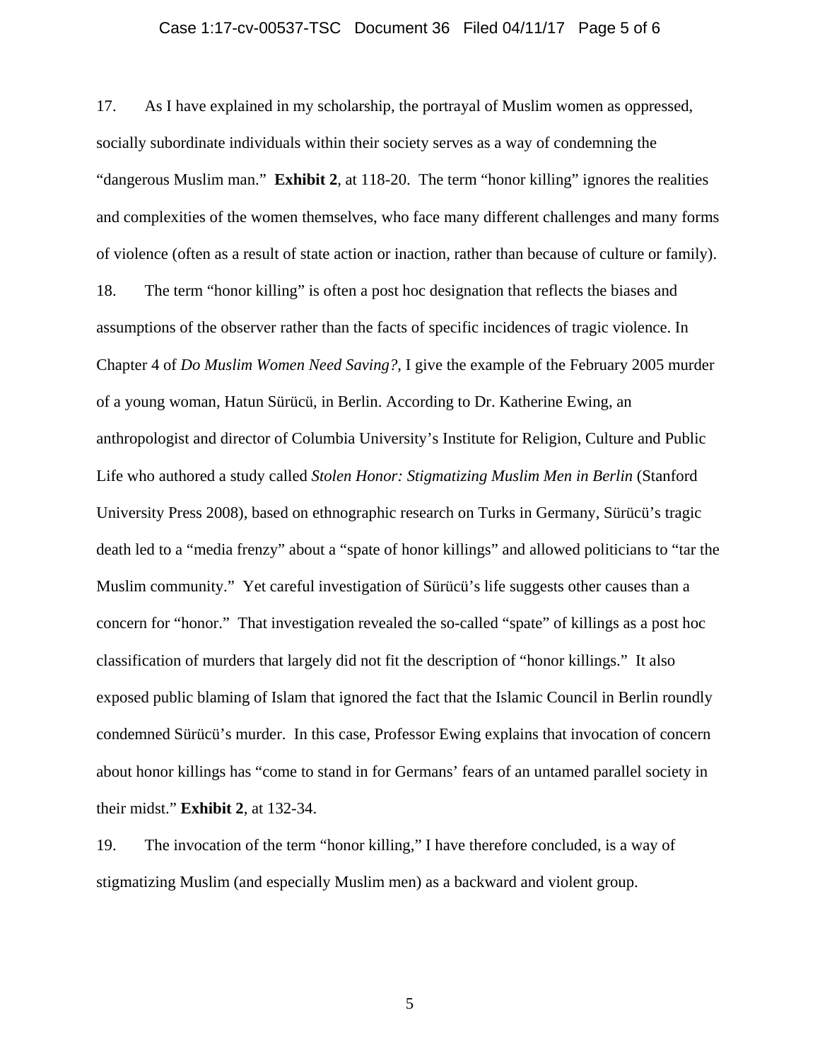17. As I have explained in my scholarship, the portrayal of Muslim women as oppressed, socially subordinate individuals within their society serves as a way of condemning the "dangerous Muslim man." **Exhibit 2**, at 118-20. The term "honor killing" ignores the realities and complexities of the women themselves, who face many different challenges and many forms of violence (often as a result of state action or inaction, rather than because of culture or family).

18. The term "honor killing" is often a post hoc designation that reflects the biases and assumptions of the observer rather than the facts of specific incidences of tragic violence. In Chapter 4 of *Do Muslim Women Need Saving?*, I give the example of the February 2005 murder of a young woman, Hatun Sürücü, in Berlin. According to Dr. Katherine Ewing, an anthropologist and director of Columbia University's Institute for Religion, Culture and Public Life who authored a study called *Stolen Honor: Stigmatizing Muslim Men in Berlin* (Stanford University Press 2008), based on ethnographic research on Turks in Germany, Sürücü's tragic death led to a "media frenzy" about a "spate of honor killings" and allowed politicians to "tar the Muslim community." Yet careful investigation of Sürücü's life suggests other causes than a concern for "honor." That investigation revealed the so-called "spate" of killings as a post hoc classification of murders that largely did not fit the description of "honor killings." It also exposed public blaming of Islam that ignored the fact that the Islamic Council in Berlin roundly condemned Sürücü's murder. In this case, Professor Ewing explains that invocation of concern about honor killings has "come to stand in for Germans' fears of an untamed parallel society in their midst." **Exhibit 2**, at 132-34.

19. The invocation of the term "honor killing," I have therefore concluded, is a way of stigmatizing Muslim (and especially Muslim men) as a backward and violent group.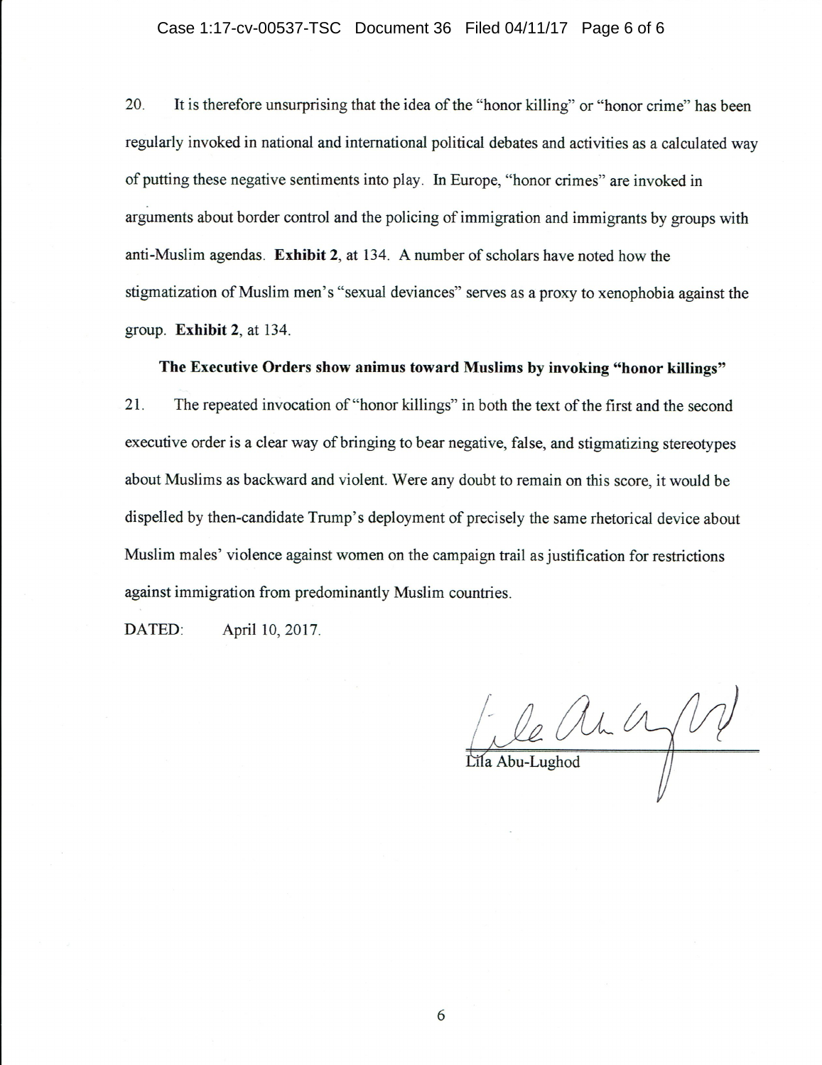20. It is therefore unsurprising that the idea of the "honor killing" or "honor crime" has been regularly invoked in national and international political debates and activities as a calculated way of putting these negative sentiments into play. In Europe, "honor crimes" are invoked in arguments about border control and the policing of immigration and immigrants by groups with anti-Muslim agendas. **Exhibit 2**, at 134. A number of scholars have noted how the stigmatization of Muslim men's "sexual deviances" serves as a proxy to xenophobia against the group. **Exhibit 2**, at 134.

**The Executive Orders show animus toward Muslims by invoking "honor killings"**

21. The repeated invocation of "honor killings" in both the text of the first and the second executive order is a clear way of bringing to bear negative, false, and stigmatizing stereotypes about Muslims as backward and violent. Were any doubt to remain on this score, it would be dispelled by then-candidate Trump's deployment of precisely the same rhetorical device about Muslim males' violence against women on the campaign trail as justification for restrictions against immigration from predominantly Muslim countries.

DATED: April 10, 2017.

Lila Abu-Lughod